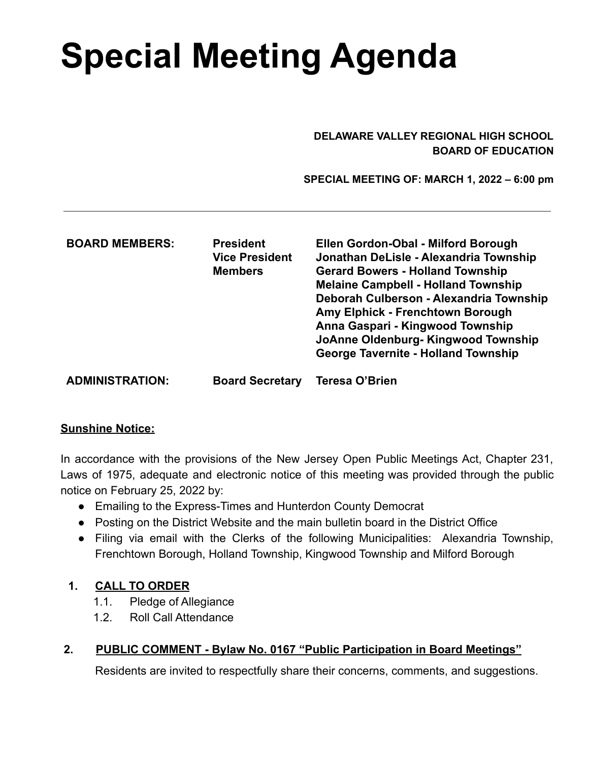# Special Meeting Agenda

**DELAWARE VALLEY REGIONAL HIGH SCHOOL**
**BOARD OF EDUCATION**

**SPECIAL MEETING OF: MARCH 1, 2022 – 6:00 pm**

---

| | | |
|---|---|---|
| **BOARD MEMBERS:** | **President** | **Ellen Gordon-Obal - Milford Borough** |
| | **Vice President** | **Jonathan DeLisle - Alexandria Township** |
| | **Members** | **Gerard Bowers - Holland Township** |
| | | **Melaine Campbell - Holland Township** |
| | | **Deborah Culberson - Alexandria Township** |
| | | **Amy Elphick - Frenchtown Borough** |
| | | **Anna Gaspari - Kingwood Township** |
| | | **JoAnne Oldenburg- Kingwood Township** |
| | | **George Tavernite - Holland Township** |
| **ADMINISTRATION:** | **Board Secretary** | **Teresa O'Brien** |

**Sunshine Notice:**

In accordance with the provisions of the New Jersey Open Public Meetings Act, Chapter 231, Laws of 1975, adequate and electronic notice of this meeting was provided through the public notice on February 25, 2022 by:

- Emailing to the Express-Times and Hunterdon County Democrat
- Posting on the District Website and the main bulletin board in the District Office
- Filing via email with the Clerks of the following Municipalities: Alexandria Township, Frenchtown Borough, Holland Township, Kingwood Township and Milford Borough

1. **CALL TO ORDER**
   1.1. Pledge of Allegiance
   1.2. Roll Call Attendance

2. **PUBLIC COMMENT - Bylaw No. 0167 "Public Participation in Board Meetings"**

   Residents are invited to respectfully share their concerns, comments, and suggestions.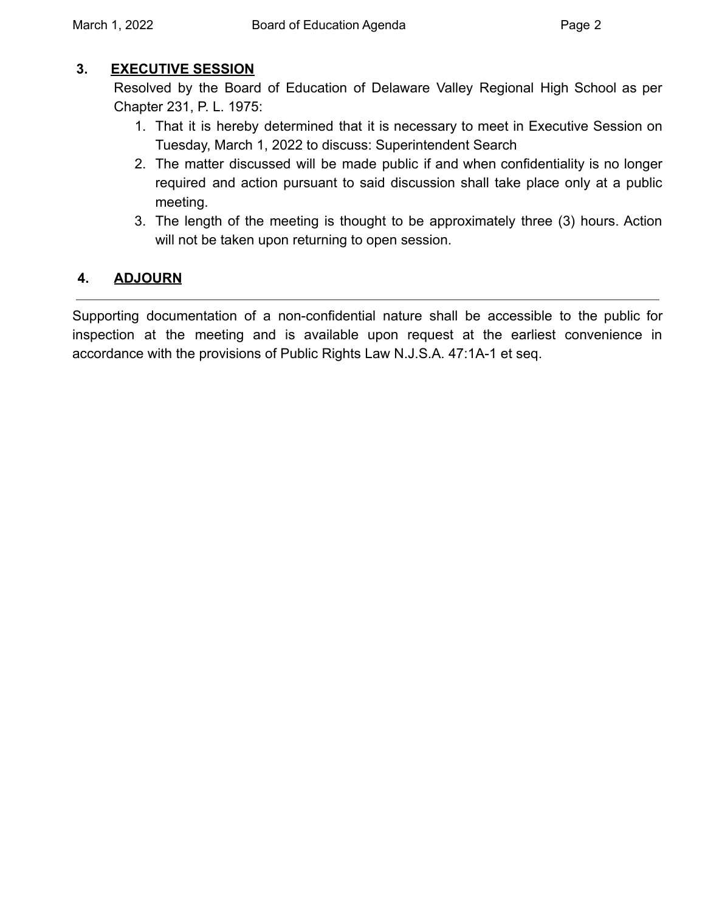**3. <u>EXECUTIVE SESSION</u>**

Resolved by the Board of Education of Delaware Valley Regional High School as per Chapter 231, P. L. 1975:

1. That it is hereby determined that it is necessary to meet in Executive Session on Tuesday, March 1, 2022 to discuss: Superintendent Search
2. The matter discussed will be made public if and when confidentiality is no longer required and action pursuant to said discussion shall take place only at a public meeting.
3. The length of the meeting is thought to be approximately three (3) hours. Action will not be taken upon returning to open session.

**4. <u>ADJOURN</u>**

---

Supporting documentation of a non-confidential nature shall be accessible to the public for inspection at the meeting and is available upon request at the earliest convenience in accordance with the provisions of Public Rights Law N.J.S.A. 47:1A-1 et seq.